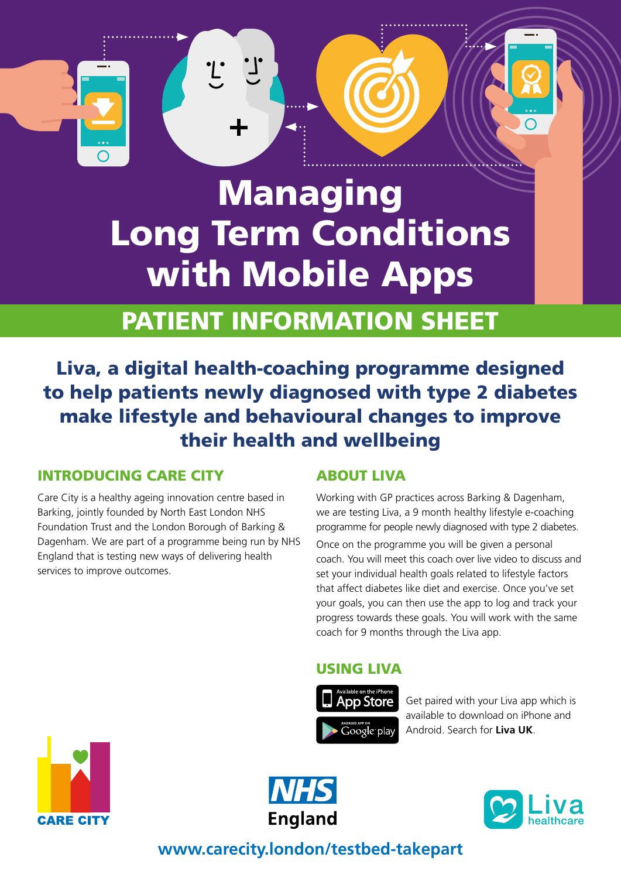# Managing Long Term Conditions with Mobile Apps

## PATIENT INFORMATION SHEET

**Liva, a digital health-coaching programme designed to help patients newly diagnosed with type 2 diabetes make lifestyle and behavioural changes to improve their health and wellbeing**

### INTRODUCING CARE CITY

Care City is a healthy ageing innovation centre based in Barking, jointly founded by North East London NHS Foundation Trust and the London Borough of Barking & Dagenham. We are part of a programme being run by NHS England that is testing new ways of delivering health services to improve outcomes.

### ABOUT LIVA

Working with GP practices across Barking & Dagenham, we are testing Liva, a 9 month healthy lifestyle e-coaching programme for people newly diagnosed with type 2 diabetes.

Once on the programme you will be given a personal coach. You will meet this coach over live video to discuss and set your individual health goals related to lifestyle factors that affect diabetes like diet and exercise. Once you've set your goals, you can then use the app to log and track your progress towards these goals. You will work with the same coach for 9 months through the Liva app.

### USING LIVA

Available on the iPhone App Store

Android App on Google play

Get paired with your Liva app which is available to download on iPhone and Android. Search for **Liva UK**.

CARE CITY

NHS England

Liva healthcare

**www.carecity.london/testbed-takepart**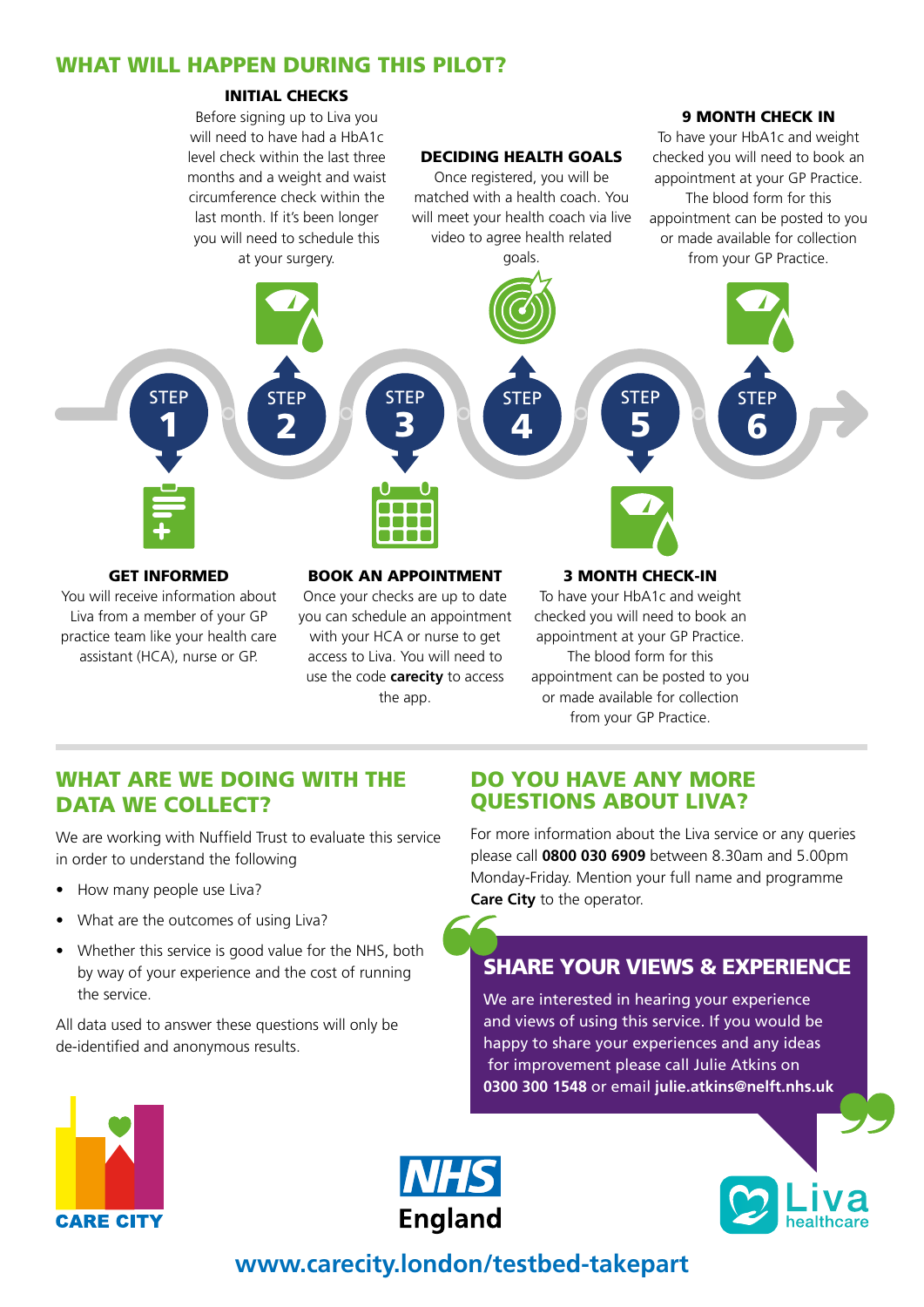## WHAT WILL HAPPEN DURING THIS PILOT?

### STEP 1 – GET INFORMED

You will receive information about Liva from a member of your GP practice team like your health care assistant (HCA), nurse or GP.

### STEP 2 – INITIAL CHECKS

Before signing up to Liva you will need to have had a HbA1c level check within the last three months and a weight and waist circumference check within the last month. If it's been longer you will need to schedule this at your surgery.

### STEP 3 – BOOK AN APPOINTMENT

Once your checks are up to date you can schedule an appointment with your HCA or nurse to get access to Liva. You will need to use the code **carecity** to access the app.

### STEP 4 – DECIDING HEALTH GOALS

Once registered, you will be matched with a health coach. You will meet your health coach via live video to agree health related goals.

### STEP 5 – 3 MONTH CHECK-IN

To have your HbA1c and weight checked you will need to book an appointment at your GP Practice. The blood form for this appointment can be posted to you or made available for collection from your GP Practice.

### STEP 6 – 9 MONTH CHECK IN

To have your HbA1c and weight checked you will need to book an appointment at your GP Practice. The blood form for this appointment can be posted to you or made available for collection from your GP Practice.

## WHAT ARE WE DOING WITH THE DATA WE COLLECT?

We are working with Nuffield Trust to evaluate this service in order to understand the following

- How many people use Liva?
- What are the outcomes of using Liva?
- Whether this service is good value for the NHS, both by way of your experience and the cost of running the service.

All data used to answer these questions will only be de-identified and anonymous results.

## DO YOU HAVE ANY MORE QUESTIONS ABOUT LIVA?

For more information about the Liva service or any queries please call **0800 030 6909** between 8.30am and 5.00pm Monday-Friday. Mention your full name and programme **Care City** to the operator.

## SHARE YOUR VIEWS & EXPERIENCE

We are interested in hearing your experience and views of using this service. If you would be happy to share your experiences and any ideas for improvement please call Julie Atkins on **0300 300 1548** or email **julie.atkins@nelft.nhs.uk**

CARE CITY

NHS England

Liva healthcare

**www.carecity.london/testbed-takepart**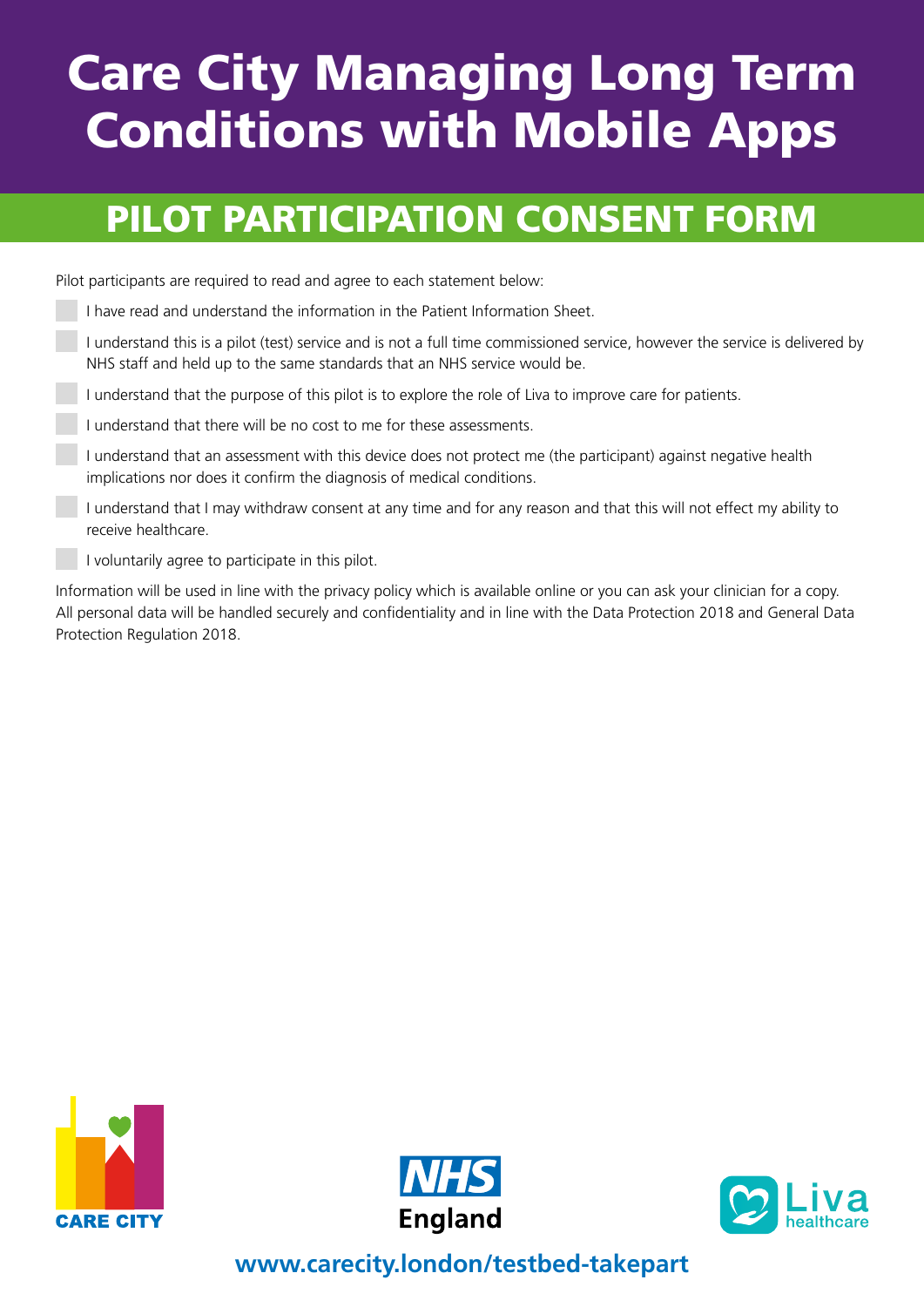# Care City Managing Long Term Conditions with Mobile Apps

## PILOT PARTICIPATION CONSENT FORM

Pilot participants are required to read and agree to each statement below:

- [ ] I have read and understand the information in the Patient Information Sheet.
- [ ] I understand this is a pilot (test) service and is not a full time commissioned service, however the service is delivered by NHS staff and held up to the same standards that an NHS service would be.
- [ ] I understand that the purpose of this pilot is to explore the role of Liva to improve care for patients.
- [ ] I understand that there will be no cost to me for these assessments.
- [ ] I understand that an assessment with this device does not protect me (the participant) against negative health implications nor does it confirm the diagnosis of medical conditions.
- [ ] I understand that I may withdraw consent at any time and for any reason and that this will not effect my ability to receive healthcare.
- [ ] I voluntarily agree to participate in this pilot.

Information will be used in line with the privacy policy which is available online or you can ask your clinician for a copy. All personal data will be handled securely and confidentiality and in line with the Data Protection 2018 and General Data Protection Regulation 2018.

CARE CITY

NHS England

Liva healthcare

www.carecity.london/testbed-takepart